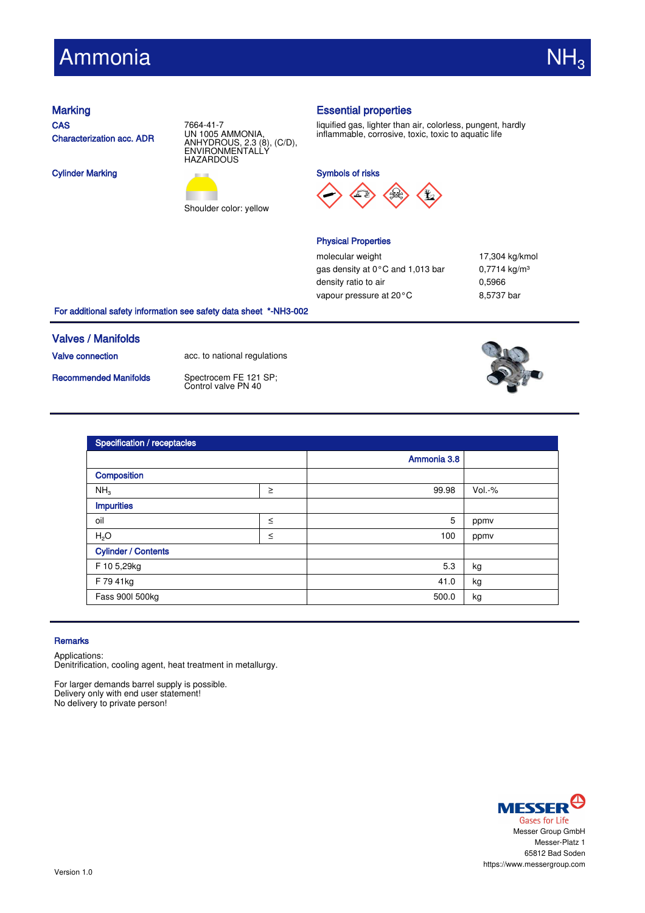# Ammonia $NH_3$

## Marking

**CAS**: 7664-41-7

**Characterization acc. ADR**: UN 1005 AMMONIA, ANHYDROUS, 2.3 (8), (C/D), ENVIRONMENTALLY HAZARDOUS

**Cylinder Marking**: Shoulder color: yellow

## Essential properties

liquified gas, lighter than air, colorless, pungent, hardly inflammable, corrosive, toxic, toxic to aquatic life

### Symbols of risks

### Physical Properties

| | |
|---|---|
| molecular weight | 17,304 kg/kmol |
| gas density at 0 °C and 1,013 bar | 0,7714 kg/m³ |
| density ratio to air | 0,5966 |
| vapour pressure at 20 °C | 8,5737 bar |

**For additional safety information see safety data sheet \*-NH3-002**

## Valves / Manifolds

**Valve connection**: acc. to national regulations

**Recommended Manifolds**: Spectrocem FE 121 SP; Control valve PN 40

## Specification / receptacles

| | | Ammonia 3.8 | |
|---|---|---|---|
| **Composition** | | | |
| $NH_3$ | ≥ | 99.98 | Vol.-% |
| **Impurities** | | | |
| oil | ≤ | 5 | ppmv |
| $H_2O$ | ≤ | 100 | ppmv |
| **Cylinder / Contents** | | | |
| F 10 5,29kg | | 5.3 | kg |
| F 79 41kg | | 41.0 | kg |
| Fass 900l 500kg | | 500.0 | kg |

## Remarks

Applications:
Denitrification, cooling agent, heat treatment in metallurgy.

For larger demands barrel supply is possible.
Delivery only with end user statement!
No delivery to private person!

MESSER Gases for Life
Messer Group GmbH
Messer-Platz 1
65812 Bad Soden
https://www.messergroup.com

Version 1.0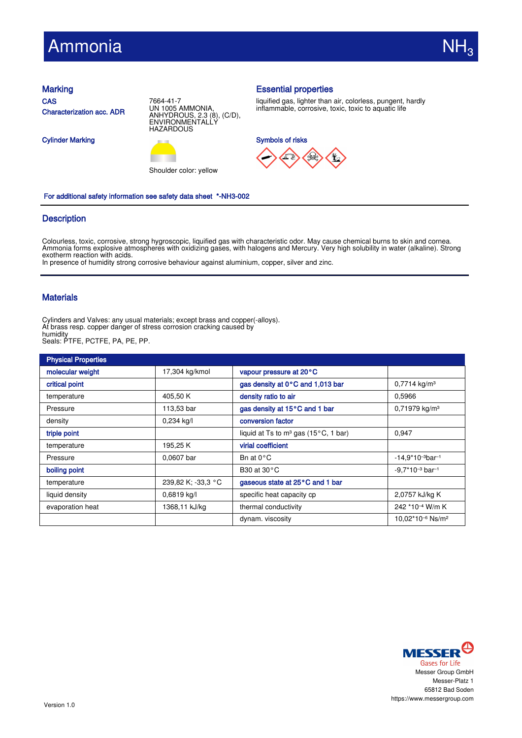# Ammonia $NH_3$

## Marking

| | |
|---|---|
| CAS | 7664-41-7 |
| Characterization acc. ADR | UN 1005 AMMONIA, ANHYDROUS, 2.3 (8), (C/D), ENVIRONMENTALLY HAZARDOUS |
| Cylinder Marking | Shoulder color: yellow |

## Essential properties

liquified gas, lighter than air, colorless, pungent, hardly inflammable, corrosive, toxic, toxic to aquatic life

### Symbols of risks

For additional safety information see safety data sheet *-NH3-002

## Description

Colourless, toxic, corrosive, strong hygroscopic, liquified gas with characteristic odor. May cause chemical burns to skin and cornea. Ammonia forms explosive atmospheres with oxidizing gases, with halogens and Mercury. Very high solubility in water (alkaline). Strong exotherm reaction with acids.
In presence of humidity strong corrosive behaviour against aluminium, copper, silver and zinc.

## Materials

Cylinders and Valves: any usual materials; except brass and copper(-alloys).
At brass resp. copper danger of stress corrosion cracking caused by humidity
Seals: PTFE, PCTFE, PA, PE, PP.

| Physical Properties | | | |
|---|---|---|---|
| **molecular weight** | 17,304 kg/kmol | **vapour pressure at 20 °C** | |
| **critical point** | | **gas density at 0 °C and 1,013 bar** | 0,7714 kg/m³ |
| temperature | 405,50 K | **density ratio to air** | 0,5966 |
| Pressure | 113,53 bar | **gas density at 15 °C and 1 bar** | 0,71979 kg/m³ |
| density | 0,234 kg/l | **conversion factor** | |
| **triple point** | | liquid at Ts to m³ gas (15 °C, 1 bar) | 0,947 |
| temperature | 195,25 K | **virial coefficient** | |
| Pressure | 0,0607 bar | Bn at 0 °C | $-14{,}9 \cdot 10^{-3}\,bar^{-1}$ |
| **boiling point** | | B30 at 30 °C | $-9{,}7 \cdot 10^{-3}\,bar^{-1}$ |
| temperature | 239,82 K; -33,3 °C | **gaseous state at 25 °C and 1 bar** | |
| liquid density | 0,6819 kg/l | specific heat capacity cp | 2,0757 kJ/kg K |
| evaporation heat | 1368,11 kJ/kg | thermal conductivity | $242 \cdot 10^{-4}$ W/m K |
| | | dynam. viscosity | $10{,}02 \cdot 10^{-6}$ Ns/m² |

MESSER
Gases for Life
Messer Group GmbH
Messer-Platz 1
65812 Bad Soden
https://www.messergroup.com

Version 1.0